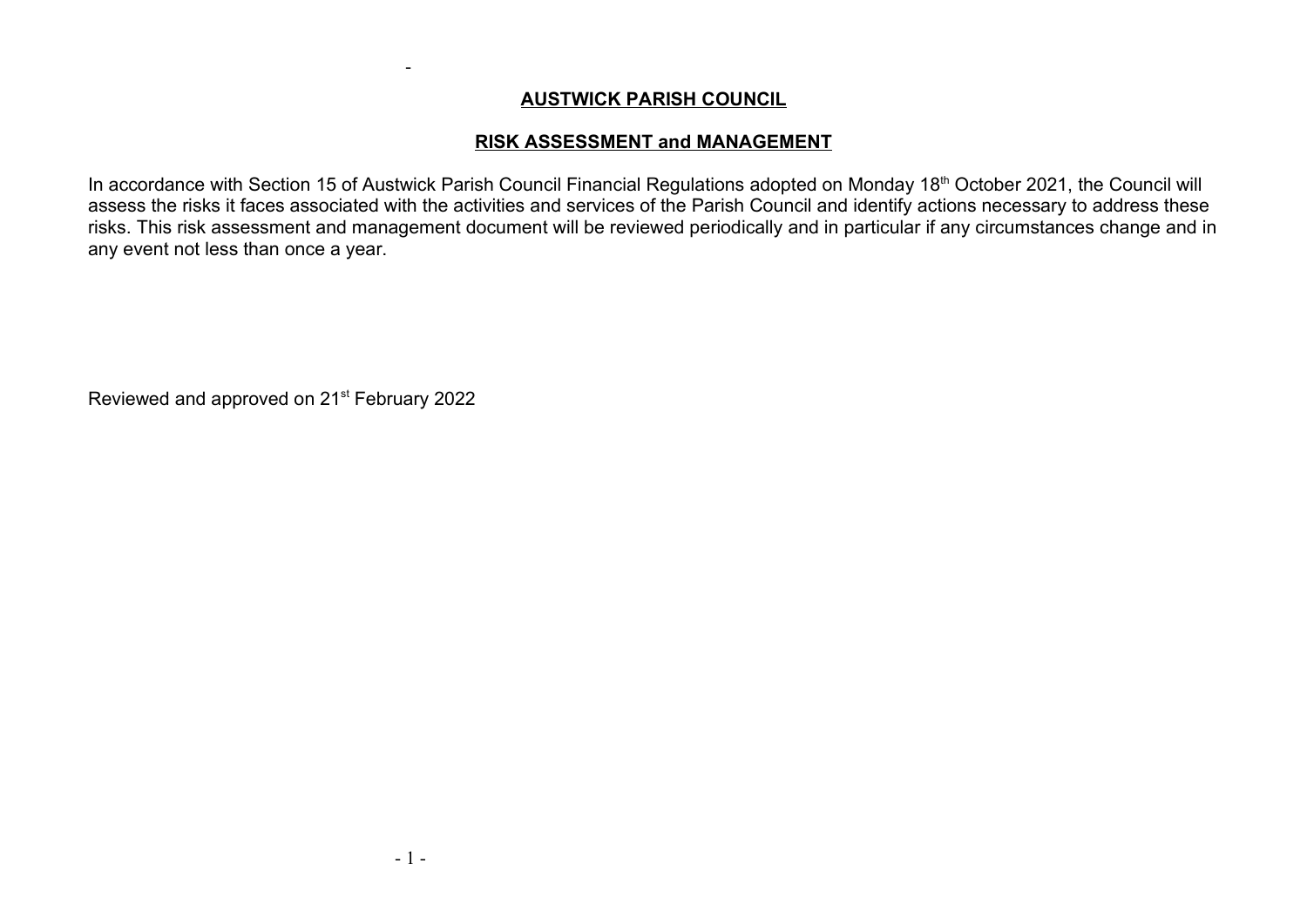# AUSTWICK PARISH COUNCIL

## RISK ASSESSMENT and MANAGEMENT

In accordance with Section 15 of Austwick Parish Council Financial Regulations adopted on Monday 18th October 2021, the Council will assess the risks it faces associated with the activities and services of the Parish Council and identify actions necessary to address these risks. This risk assessment and management document will be reviewed periodically and in particular if any circumstances change and in any event not less than once a year.

Reviewed and approved on 21st February 2022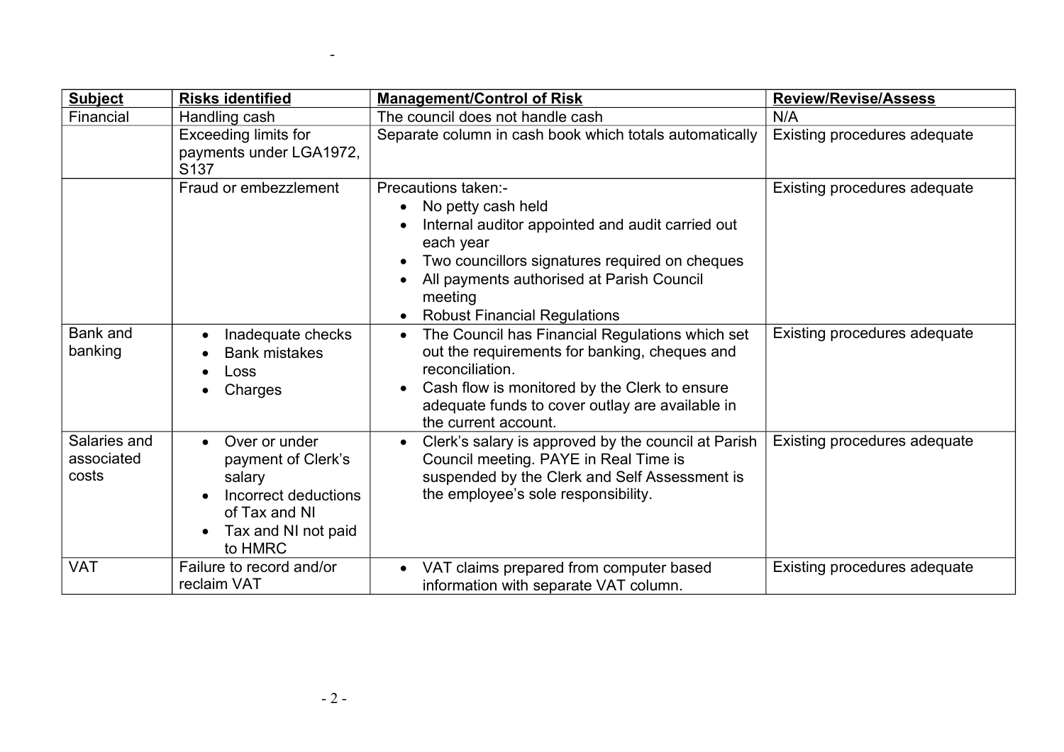| Subject | Risks identified | Management/Control of Risk | Review/Revise/Assess |
|---|---|---|---|
| Financial | Handling cash | The council does not handle cash | N/A |
| | Exceeding limits for payments under LGA1972, S137 | Separate column in cash book which totals automatically | Existing procedures adequate |
| | Fraud or embezzlement | Precautions taken:-<br>• No petty cash held<br>• Internal auditor appointed and audit carried out each year<br>• Two councillors signatures required on cheques<br>• All payments authorised at Parish Council meeting<br>• Robust Financial Regulations | Existing procedures adequate |
| Bank and banking | • Inadequate checks<br>• Bank mistakes<br>• Loss<br>• Charges | • The Council has Financial Regulations which set out the requirements for banking, cheques and reconciliation.<br>• Cash flow is monitored by the Clerk to ensure adequate funds to cover outlay are available in the current account. | Existing procedures adequate |
| Salaries and associated costs | • Over or under payment of Clerk's salary<br>• Incorrect deductions of Tax and NI<br>• Tax and NI not paid to HMRC | • Clerk's salary is approved by the council at Parish Council meeting. PAYE in Real Time is suspended by the Clerk and Self Assessment is the employee's sole responsibility. | Existing procedures adequate |
| VAT | Failure to record and/or reclaim VAT | • VAT claims prepared from computer based information with separate VAT column. | Existing procedures adequate |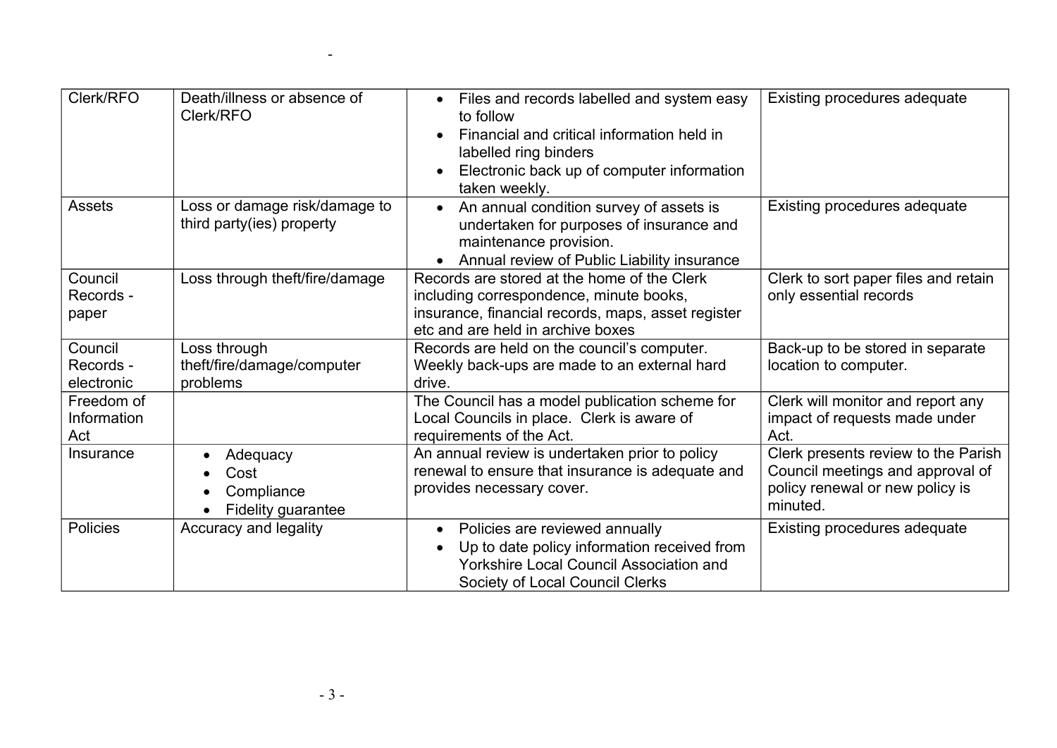| | | | |
|---|---|---|---|
| Clerk/RFO | Death/illness or absence of Clerk/RFO | • Files and records labelled and system easy to follow<br>• Financial and critical information held in labelled ring binders<br>• Electronic back up of computer information taken weekly. | Existing procedures adequate |
| Assets | Loss or damage risk/damage to third party(ies) property | • An annual condition survey of assets is undertaken for purposes of insurance and maintenance provision.<br>• Annual review of Public Liability insurance | Existing procedures adequate |
| Council Records - paper | Loss through theft/fire/damage | Records are stored at the home of the Clerk including correspondence, minute books, insurance, financial records, maps, asset register etc and are held in archive boxes | Clerk to sort paper files and retain only essential records |
| Council Records - electronic | Loss through theft/fire/damage/computer problems | Records are held on the council's computer. Weekly back-ups are made to an external hard drive. | Back-up to be stored in separate location to computer. |
| Freedom of Information Act | | The Council has a model publication scheme for Local Councils in place. Clerk is aware of requirements of the Act. | Clerk will monitor and report any impact of requests made under Act. |
| Insurance | • Adequacy<br>• Cost<br>• Compliance<br>• Fidelity guarantee | An annual review is undertaken prior to policy renewal to ensure that insurance is adequate and provides necessary cover. | Clerk presents review to the Parish Council meetings and approval of policy renewal or new policy is minuted. |
| Policies | Accuracy and legality | • Policies are reviewed annually<br>• Up to date policy information received from Yorkshire Local Council Association and Society of Local Council Clerks | Existing procedures adequate |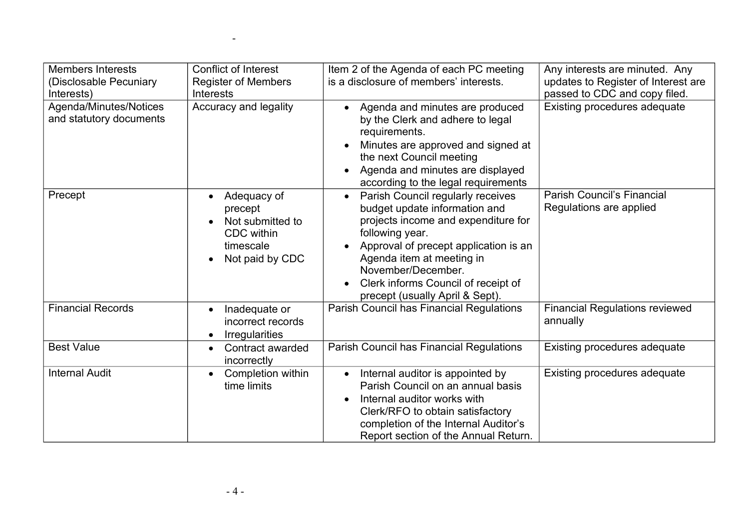| Members Interests (Disclosable Pecuniary Interests) | Conflict of Interest Register of Members Interests | Item 2 of the Agenda of each PC meeting is a disclosure of members' interests. | Any interests are minuted. Any updates to Register of Interest are passed to CDC and copy filed. |
|---|---|---|---|
| Agenda/Minutes/Notices and statutory documents | Accuracy and legality | • Agenda and minutes are produced by the Clerk and adhere to legal requirements.<br>• Minutes are approved and signed at the next Council meeting<br>• Agenda and minutes are displayed according to the legal requirements | Existing procedures adequate |
| Precept | • Adequacy of precept<br>• Not submitted to CDC within timescale<br>• Not paid by CDC | • Parish Council regularly receives budget update information and projects income and expenditure for following year.<br>• Approval of precept application is an Agenda item at meeting in November/December.<br>• Clerk informs Council of receipt of precept (usually April & Sept). | Parish Council's Financial Regulations are applied |
| Financial Records | • Inadequate or incorrect records<br>• Irregularities | Parish Council has Financial Regulations | Financial Regulations reviewed annually |
| Best Value | • Contract awarded incorrectly | Parish Council has Financial Regulations | Existing procedures adequate |
| Internal Audit | • Completion within time limits | • Internal auditor is appointed by Parish Council on an annual basis<br>• Internal auditor works with Clerk/RFO to obtain satisfactory completion of the Internal Auditor's Report section of the Annual Return. | Existing procedures adequate |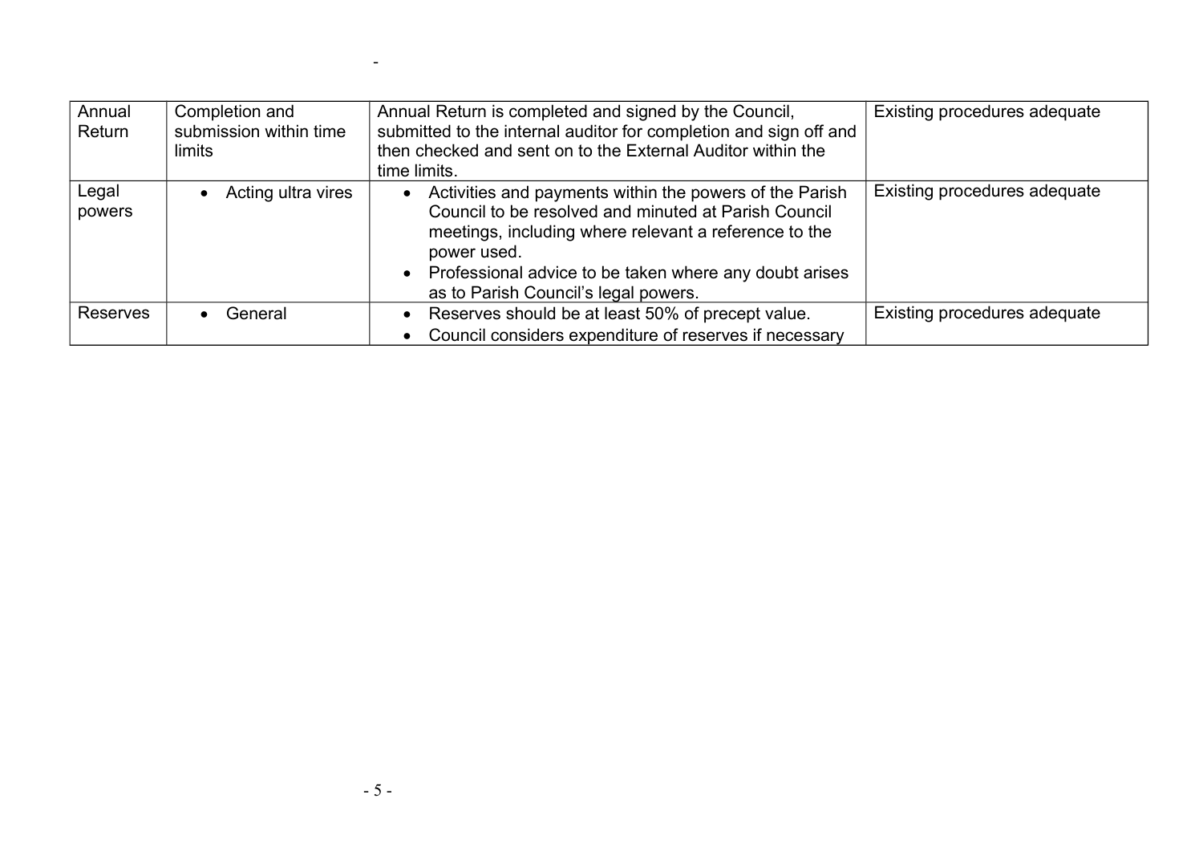| | | | |
|---|---|---|---|
| Annual Return | Completion and submission within time limits | Annual Return is completed and signed by the Council, submitted to the internal auditor for completion and sign off and then checked and sent on to the External Auditor within the time limits. | Existing procedures adequate |
| Legal powers | • Acting ultra vires | • Activities and payments within the powers of the Parish Council to be resolved and minuted at Parish Council meetings, including where relevant a reference to the power used.<br>• Professional advice to be taken where any doubt arises as to Parish Council's legal powers. | Existing procedures adequate |
| Reserves | • General | • Reserves should be at least 50% of precept value.<br>• Council considers expenditure of reserves if necessary | Existing procedures adequate |